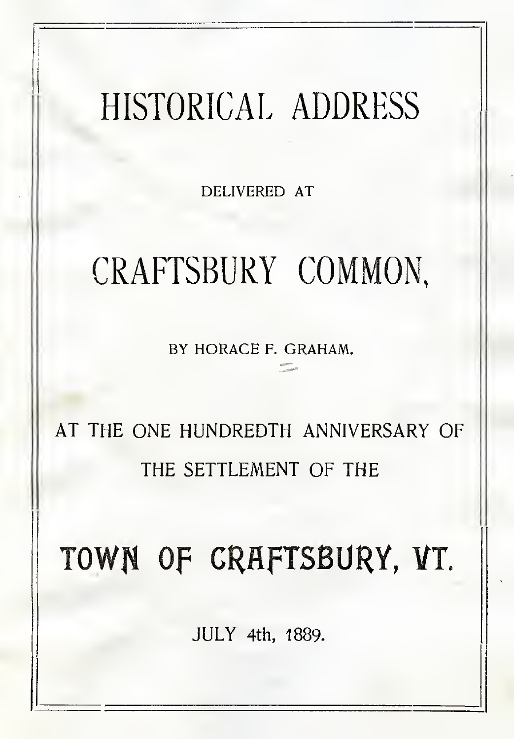# HISTORICAL ADDRESS

DELIVERED AT

# CRAFTSBURY COMMON,

BY HORACE F. GRAHAM.

AT THE ONE HUNDREDTH ANNIVERSARY OF THE SETTLEMENT OF THE

# TOWN OF CRAFTSBURY, VT.

JULY 4th, 1889.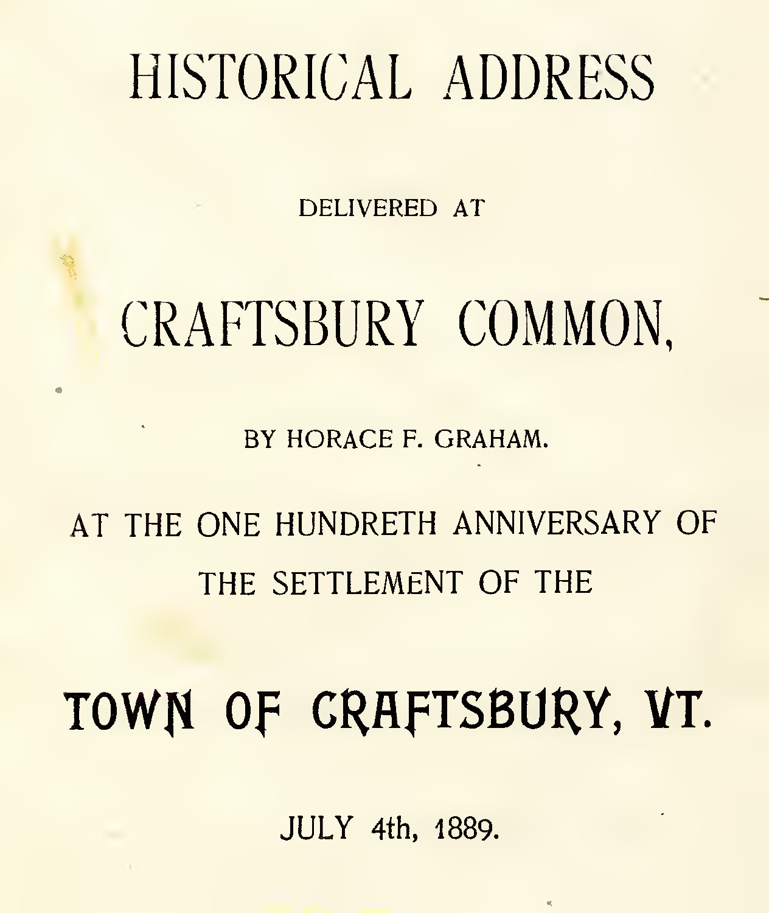# HISTORICAL ADDRESS

DELIVERED AT

## CRAFTSBURY COMMON,

BY HORACE F. GRAHAM.

AT THE ONE HUNDRETH ANNIVERSARY OF THE SETTLEMENT OF THE

## TOWN OF CRAFTSBURY, VT.

JULY 4th, 1889.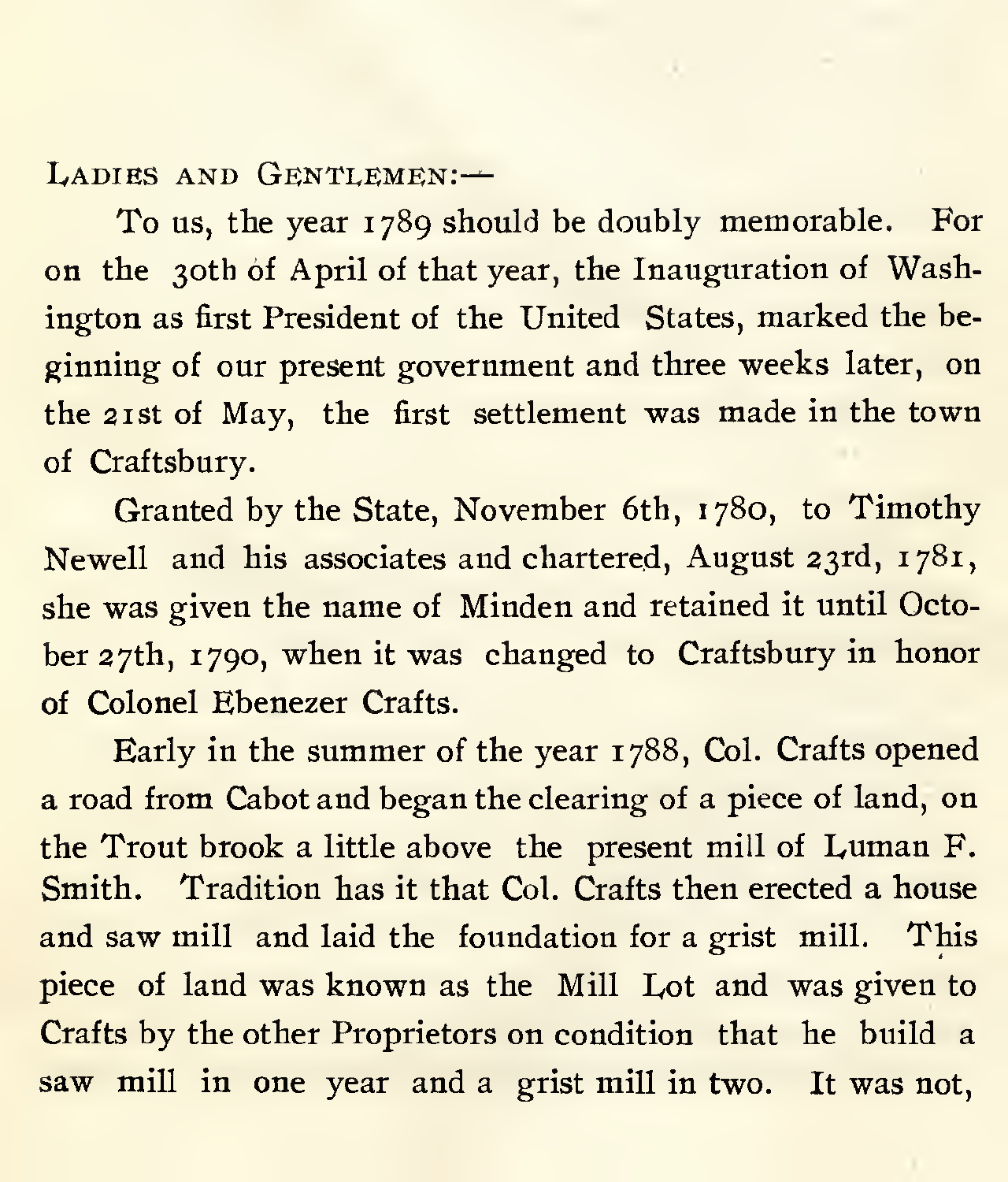LADIES AND GENTLEMEN:—

To us, the year 1789 should be doubly memorable. For on the 30th of April of that year, the Inauguration of Washington as first President of the United States, marked the beginning of our present government and three weeks later, on the 21st of May, the first settlement was made in the town of Craftsbury.

Granted by the State, November 6th, 1780, to Timothy Newell and his associates and chartered, August 23rd, 1781, she was given the name of Minden and retained it until October 27th, 1790, when it was changed to Craftsbury in honor of Colonel Ebenezer Crafts.

Early in the summer of the year 1788, Col. Crafts opened a road from Cabot and began the clearing of a piece of land, on the Trout brook a little above the present mill of Luman F. Smith. Tradition has it that Col. Crafts then erected a house and saw mill and laid the foundation for a grist mill. This piece of land was known as the Mill Lot and was given to Crafts by the other Proprietors on condition that he build a saw mill in one year and a grist mill in two. It was not,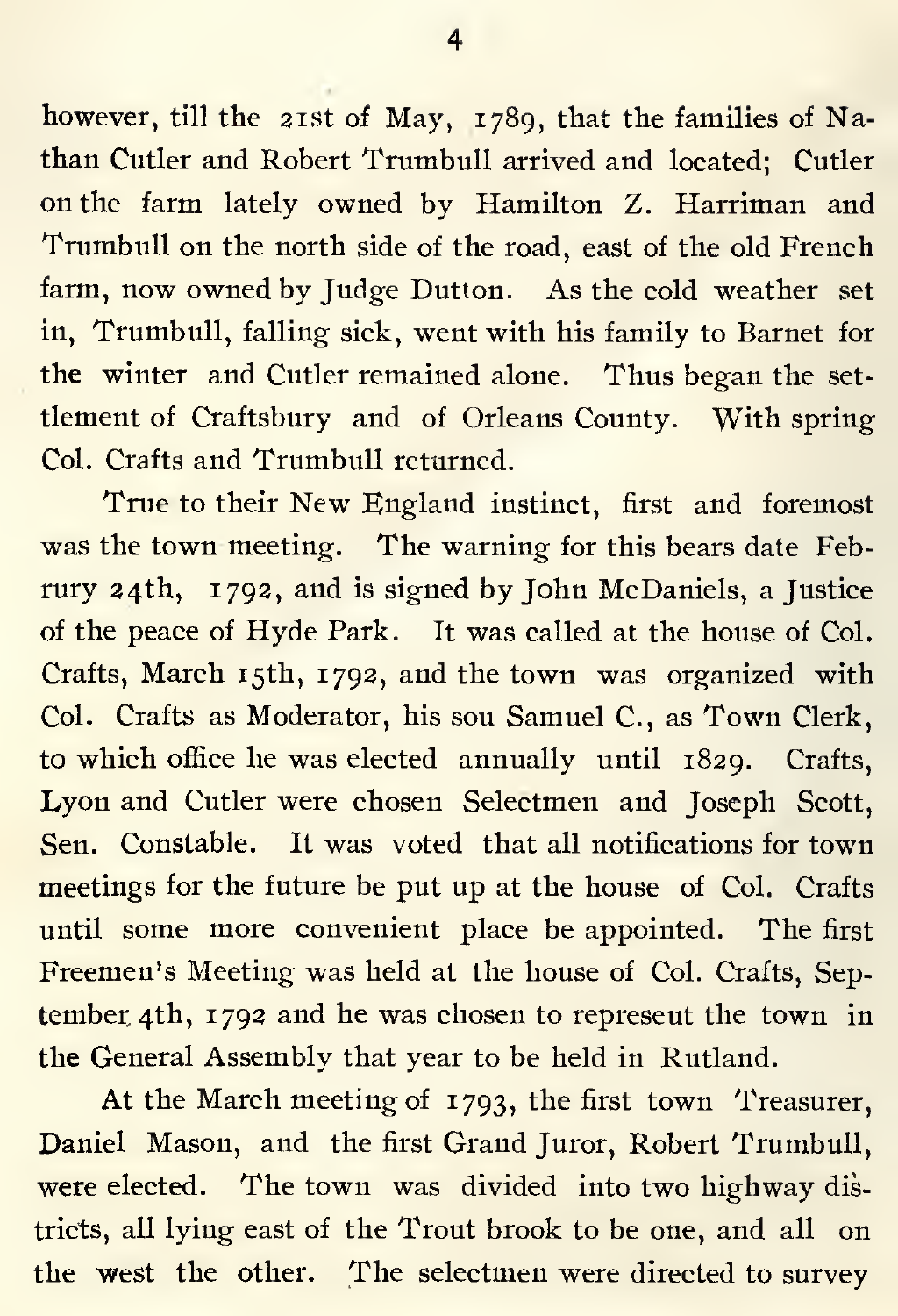however, till the 21st of May, 1789, that the families of Nathan Cutler and Robert Trumbull arrived and located; Cutler on the farm lately owned by Hamilton Z. Harriman and Trumbull on the north side of the road, east of the old French farm, now owned by Judge Dutton. As the cold weather set in, Trumbull, falling sick, went with his family to Barnet for the winter and Cutler remained alone. Thus began the settlement of Craftsbury and of Orleans County. With spring Col. Crafts and Trumbull returned.

True to their New England instinct, first and foremost was the town meeting. The warning for this bears date Februry 24th, 1792, and is signed by John McDaniels, a Justice of the peace of Hyde Park. It was called at the house of Col. Crafts, March 15th, 1792, and the town was organized with Col. Crafts as Moderator, his sou Samuel C., as Town Clerk, to which office he was elected annually until 1829. Crafts, Lyon and Cutler were chosen Selectmen and Joseph Scott, Sen. Constable. It was voted that all notifications for town meetings for the future be put up at the house of Col. Crafts until some more convenient place be appointed. The first Freemen's Meeting was held at the house of Col. Crafts, September 4th, 1792 and he was chosen to represeut the town in the General Assembly that year to be held in Rutland.

At the March meeting of 1793, the first town Treasurer, Daniel Mason, and the first Grand Juror, Robert Trumbull, were elected. The town was divided into two highway districts, all lying east of the Trout brook to be one, and all on the west the other. The selectmen were directed to survey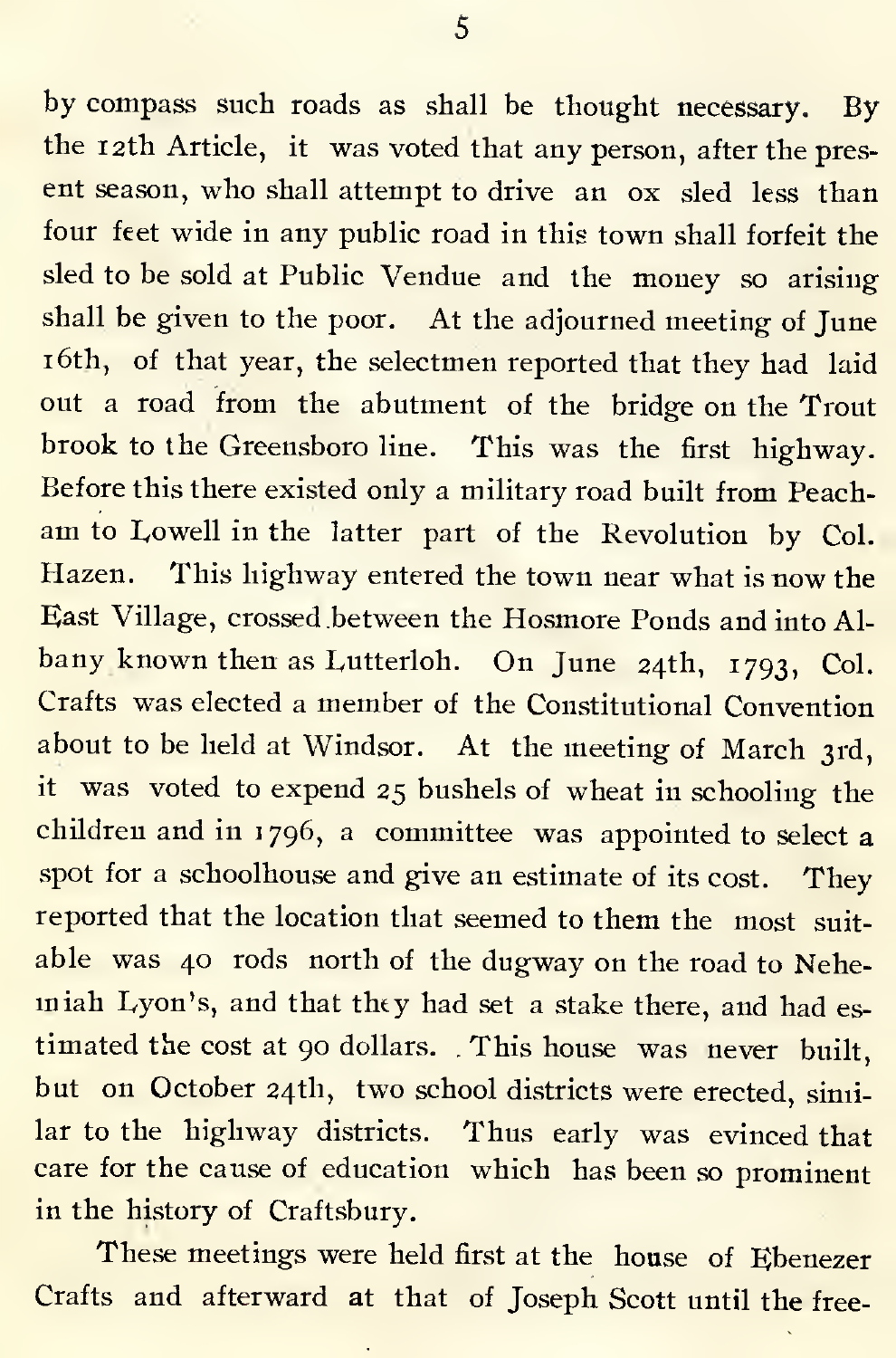by compass such roads as shall be thought necessary. By the 12th Article, it was voted that any person, after the present season, who shall attempt to drive an ox sled less than four feet wide in any public road in this town shall forfeit the sled to be sold at Public Vendue and the money so arising shall be given to the poor. At the adjourned meeting of June 16th, of that year, the selectmen reported that they had laid out a road from the abutment of the bridge on the Trout brook to the Greensboro line. This was the first highway. Before this there existed only a military road built from Peacham to Lowell in the latter part of the Revolution by Col. Hazen. This highway entered the town near what is now the East Village, crossed between the Hosmore Ponds and into Albany known then as Lutterloh. On June 24th, 1793, Col. Crafts was elected a member of the Constitutional Convention about to be held at Windsor. At the meeting of March 3rd, it was voted to expend 25 bushels of wheat in schooling the children and in 1796, a committee was appointed to select a spot for a schoolhouse and give an estimate of its cost. They reported that the location that seemed to them the most suitable was 40 rods north of the dugway on the road to Nehemiah Lyon's, and that they had set a stake there, and had estimated the cost at 90 dollars. This house was never built, but on October 24th, two school districts were erected, similar to the highway districts. Thus early was evinced that care for the cause of education which has been so prominent in the history of Craftsbury.

These meetings were held first at the house of Ebenezer Crafts and afterward at that of Joseph Scott until the free-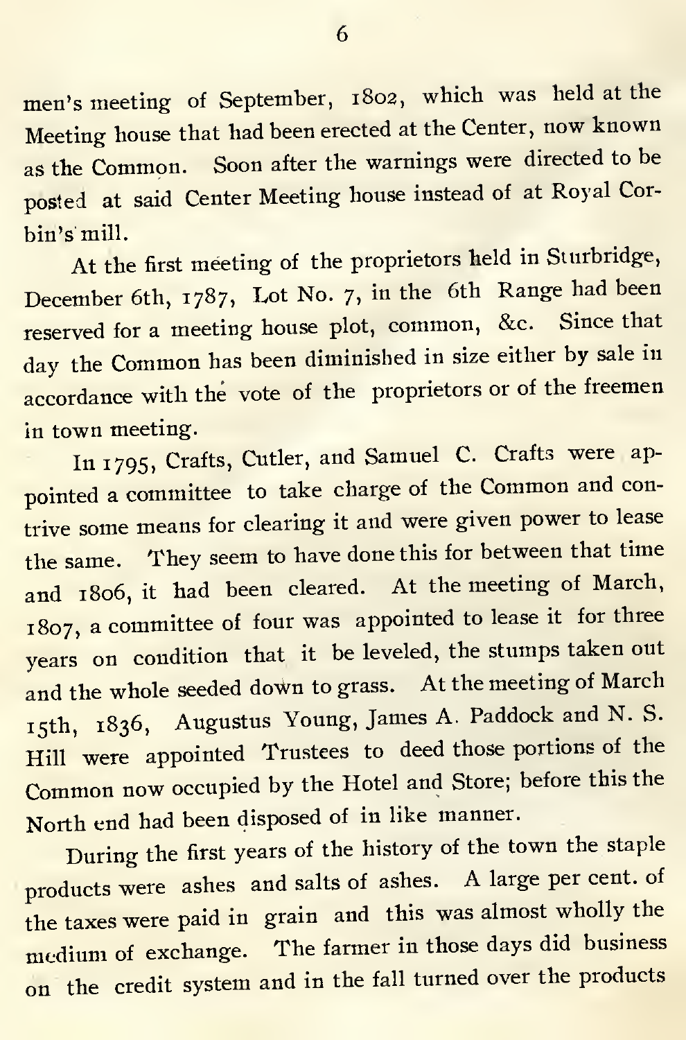men's meeting of September, 1802, which was held at the Meeting house that had been erected at the Center, now known as the Common. Soon after the warnings were directed to be posted at said Center Meeting house instead of at Royal Corbin's mill.

At the first meeting of the proprietors held in Sturbridge, December 6th, 1787, Lot No. 7, in the 6th Range had been reserved for a meeting house plot, common, &c. Since that day the Common has been diminished in size either by sale in accordance with the vote of the proprietors or of the freemen in town meeting.

In 1795, Crafts, Cutler, and Samuel C. Crafts were appointed a committee to take charge of the Common and contrive some means for clearing it and were given power to lease the same. They seem to have done this for between that time and 1806, it had been cleared. At the meeting of March, 1807, a committee of four was appointed to lease it for three years on condition that it be leveled, the stumps taken out and the whole seeded down to grass. At the meeting of March 15th, 1836, Augustus Young, James A. Paddock and N. S. Hill were appointed Trustees to deed those portions of the Common now occupied by the Hotel and Store; before this the North end had been disposed of in like manner.

During the first years of the history of the town the staple products were ashes and salts of ashes. A large per cent. of the taxes were paid in grain and this was almost wholly the medium of exchange. The farmer in those days did business on the credit system and in the fall turned over the products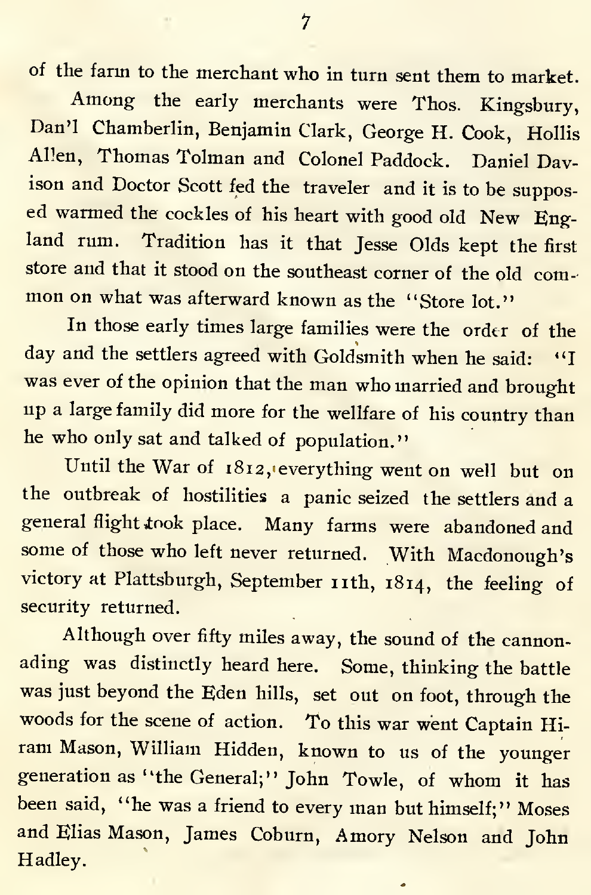of the farm to the merchant who in turn sent them to market.

Among the early merchants were Thos. Kingsbury, Dan'l Chamberlin, Benjamin Clark, George H. Cook, Hollis Allen, Thomas Tolman and Colonel Paddock. Daniel Davison and Doctor Scott fed the traveler and it is to be supposed warmed the cockles of his heart with good old New England rum. Tradition has it that Jesse Olds kept the first store and that it stood on the southeast corner of the old common on what was afterward known as the "Store lot."

In those early times large families were the order of the day and the settlers agreed with Goldsmith when he said: "I was ever of the opinion that the man who married and brought up a large family did more for the wellfare of his country than he who only sat and talked of population."

Until the War of 1812, everything went on well but on the outbreak of hostilities a panic seized the settlers and a general flight took place. Many farms were abandoned and some of those who left never returned. With Macdonough's victory at Plattsburgh, September 11th, 1814, the feeling of security returned.

Although over fifty miles away, the sound of the cannonading was distinctly heard here. Some, thinking the battle was just beyond the Eden hills, set out on foot, through the woods for the scene of action. To this war went Captain Hiram Mason, William Hidden, known to us of the younger generation as "the General;" John Towle, of whom it has been said, "he was a friend to every man but himself;" Moses and Elias Mason, James Coburn, Amory Nelson and John Hadley.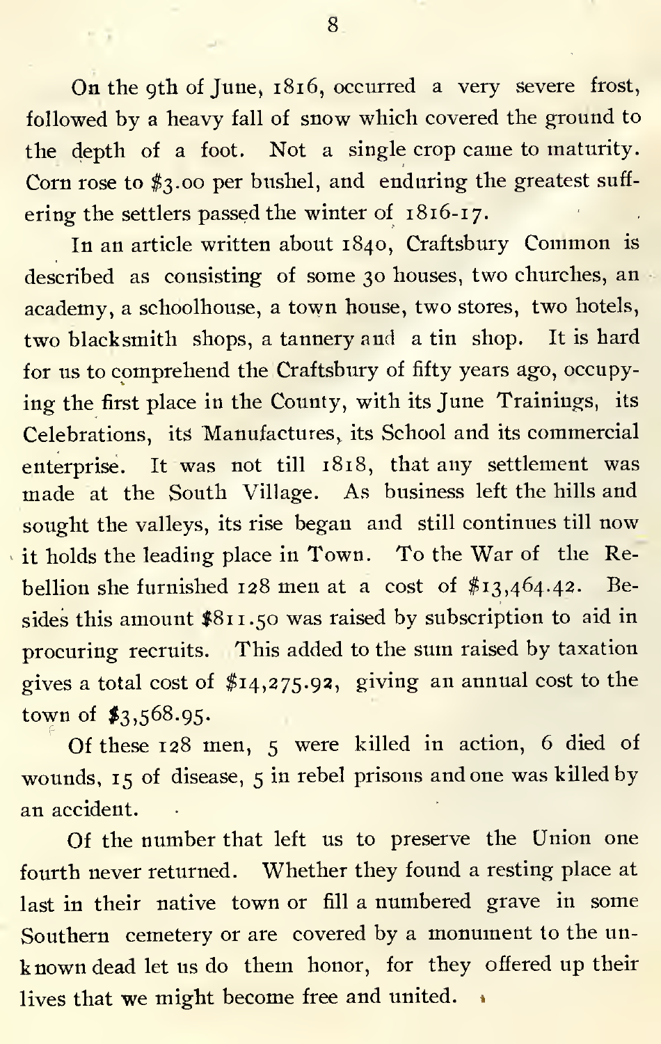On the 9th of June, 1816, occurred a very severe frost, followed by a heavy fall of snow which covered the ground to the depth of a foot. Not a single crop came to maturity. Corn rose to $3.00 per bushel, and enduring the greatest suffering the settlers passed the winter of 1816-17.

In an article written about 1840, Craftsbury Common is described as consisting of some 30 houses, two churches, an academy, a schoolhouse, a town house, two stores, two hotels, two blacksmith shops, a tannery and a tin shop. It is hard for us to comprehend the Craftsbury of fifty years ago, occupying the first place in the County, with its June Trainings, its Celebrations, its Manufactures, its School and its commercial enterprise. It was not till 1818, that any settlement was made at the South Village. As business left the hills and sought the valleys, its rise began and still continues till now it holds the leading place in Town. To the War of the Rebellion she furnished 128 men at a cost of $13,464.42. Besides this amount $811.50 was raised by subscription to aid in procuring recruits. This added to the sum raised by taxation gives a total cost of $14,275.92, giving an annual cost to the town of $3,568.95.

Of these 128 men, 5 were killed in action, 6 died of wounds, 15 of disease, 5 in rebel prisons and one was killed by an accident.

Of the number that left us to preserve the Union one fourth never returned. Whether they found a resting place at last in their native town or fill a numbered grave in some Southern cemetery or are covered by a monument to the unknown dead let us do them honor, for they offered up their lives that we might become free and united.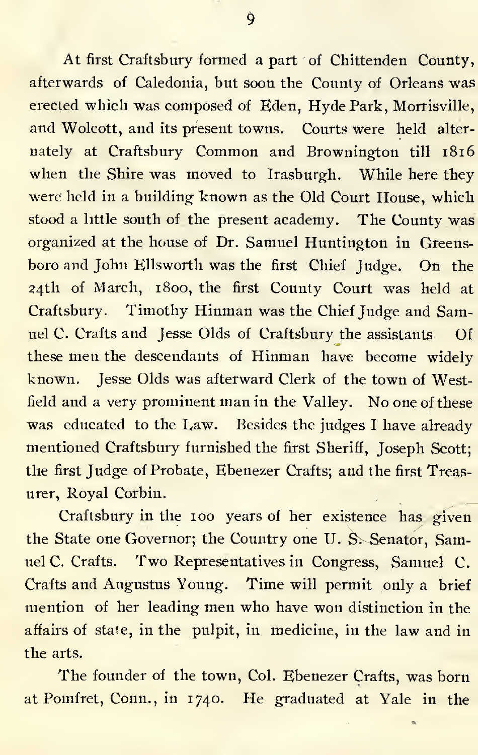At first Craftsbury formed a part of Chittenden County, afterwards of Caledonia, but soon the County of Orleans was erected which was composed of Eden, Hyde Park, Morrisville, and Wolcott, and its present towns. Courts were held alternately at Craftsbury Common and Brownington till 1816 when the Shire was moved to Irasburgh. While here they were held in a building known as the Old Court House, which stood a little south of the present academy. The County was organized at the house of Dr. Samuel Huntington in Greensboro and John Ellsworth was the first Chief Judge. On the 24th of March, 1800, the first County Court was held at Craftsbury. Timothy Hinman was the Chief Judge and Samuel C. Crafts and Jesse Olds of Craftsbury the assistants Of these men the descendants of Hinman have become widely known. Jesse Olds was afterward Clerk of the town of Westfield and a very prominent man in the Valley. No one of these was educated to the Law. Besides the judges I have already mentioned Craftsbury furnished the first Sheriff, Joseph Scott; the first Judge of Probate, Ebenezer Crafts; and the first Treasurer, Royal Corbin.

Craftsbury in the 100 years of her existence has given the State one Governor; the Country one U. S. Senator, Samuel C. Crafts. Two Representatives in Congress, Samuel C. Crafts and Augustus Young. Time will permit only a brief mention of her leading men who have won distinction in the affairs of state, in the pulpit, in medicine, in the law and in the arts.

The founder of the town, Col. Ebenezer Crafts, was born at Pomfret, Conn., in 1740. He graduated at Yale in the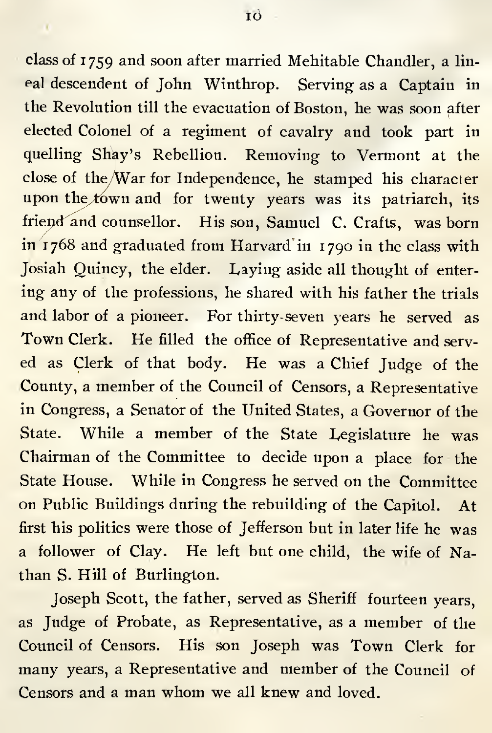class of 1759 and soon after married Mehitable Chandler, a lineal descendent of John Winthrop. Serving as a Captain in the Revolution till the evacuation of Boston, he was soon after elected Colonel of a regiment of cavalry and took part in quelling Shay's Rebellion. Removing to Vermont at the close of the War for Independence, he stamped his character upon the town and for twenty years was its patriarch, its friend and counsellor. His son, Samuel C. Crafts, was born in 1768 and graduated from Harvard in 1790 in the class with Josiah Quincy, the elder. Laying aside all thought of entering any of the professions, he shared with his father the trials and labor of a pioneer. For thirty-seven years he served as Town Clerk. He filled the office of Representative and served as Clerk of that body. He was a Chief Judge of the County, a member of the Council of Censors, a Representative in Congress, a Senator of the United States, a Governor of the State. While a member of the State Legislature he was Chairman of the Committee to decide upon a place for the State House. While in Congress he served on the Committee on Public Buildings during the rebuilding of the Capitol. At first his politics were those of Jefferson but in later life he was a follower of Clay. He left but one child, the wife of Nathan S. Hill of Burlington.

Joseph Scott, the father, served as Sheriff fourteen years, as Judge of Probate, as Representative, as a member of the Council of Censors. His son Joseph was Town Clerk for many years, a Representative and member of the Council of Censors and a man whom we all knew and loved.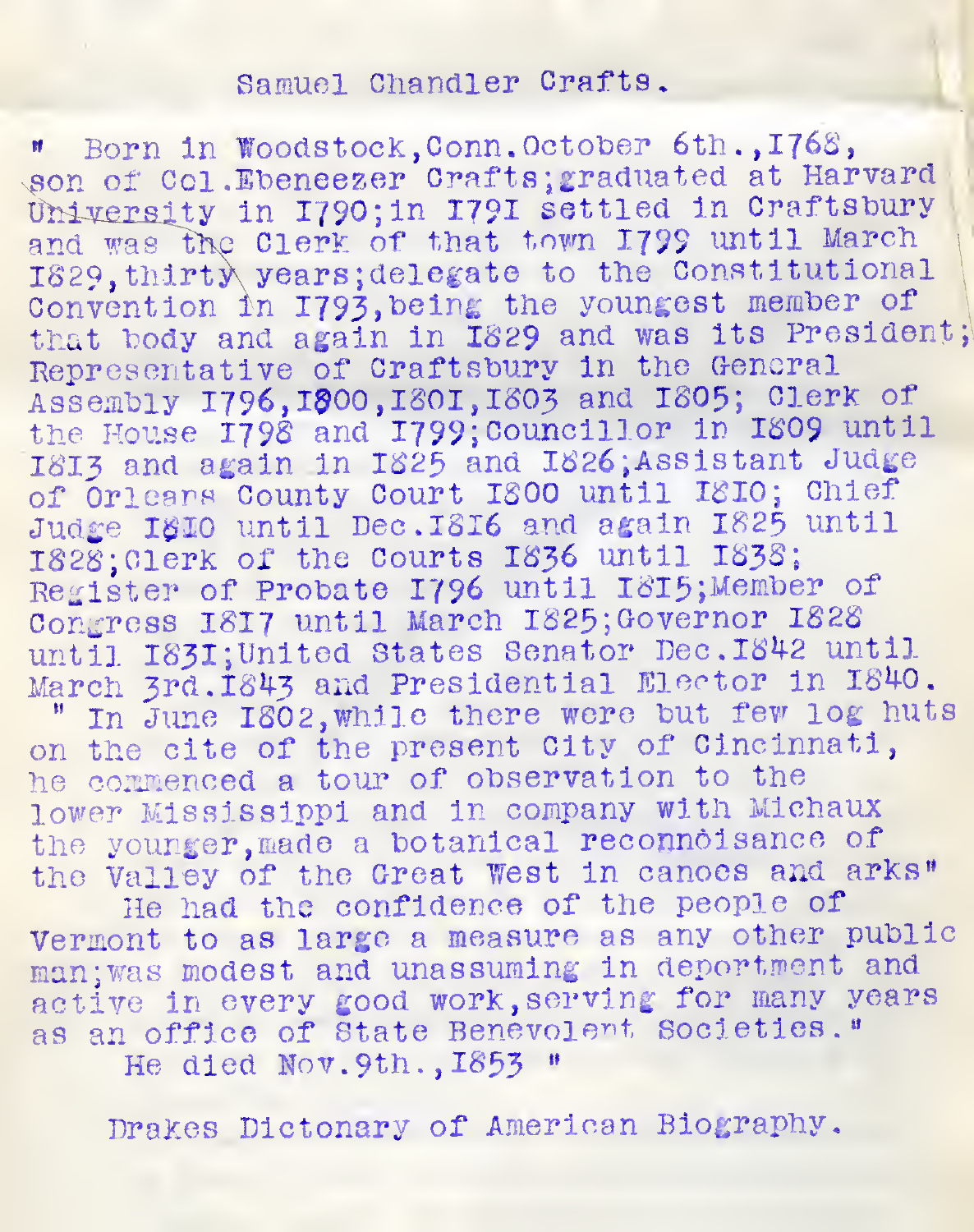# Samuel Chandler Crafts.

" Born in Woodstock, Conn. October 6th., 1768, son of Col. Ebeneezer Crafts; graduated at Harvard University in 1790; in 1791 settled in Craftsbury and was the Clerk of that town 1799 until March 1829, thirty years; delegate to the Constitutional Convention in 1793, being the youngest member of that body and again in 1829 and was its President; Representative of Craftsbury in the General Assembly 1796, 1800, 1801, 1803 and 1805; Clerk of the House 1798 and 1799; Councillor in 1809 until 1813 and again in 1825 and 1826; Assistant Judge of Orleans County Court 1800 until 1810; Chief Judge 1810 until Dec. 1816 and again 1825 until 1828; Clerk of the Courts 1836 until 1838; Register of Probate 1796 until 1815; Member of Congress 1817 until March 1825; Governor 1828 until 1831; United States Senator Dec. 1842 until March 3rd. 1843 and Presidential Elector in 1840.

" In June 1802, while there were but few log huts on the cite of the present City of Cincinnati, he commenced a tour of observation to the lower Mississippi and in company with Michaux the younger, made a botanical reconnôisance of the Valley of the Great West in canoes and arks"

He had the confidence of the people of Vermont to as large a measure as any other public man; was modest and unassuming in deportment and active in every good work, serving for many years as an office of State Benevolent Societies."

He died Nov. 9th., 1853 "

Drakes Dictonary of American Biography.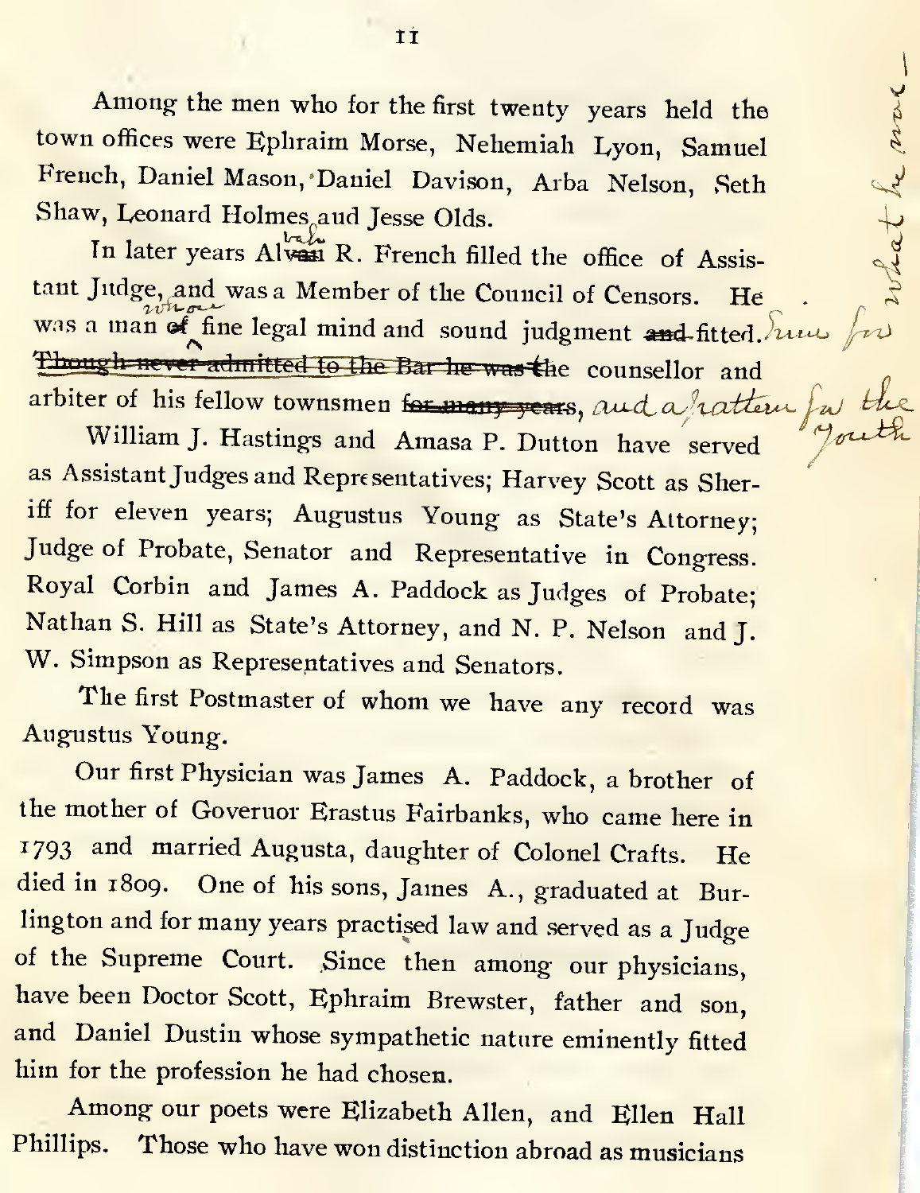Among the men who for the first twenty years held the town offices were Ephraim Morse, Nehemiah Lyon, Samuel French, Daniel Mason, Daniel Davison, Arba Nelson, Seth Shaw, Leonard Holmes and Jesse Olds.

In later years Alvah R. French filled the office of Assistant Judge, and was a Member of the Council of Censors. He was a man ~~of~~ whose fine legal mind and sound judgment ~~and~~ fitted him for ~~Though never admitted to the Bar he was~~ the counsellor and arbiter of his fellow townsmen ~~for many years~~, and a pattern for the youth

William J. Hastings and Amasa P. Dutton have served as Assistant Judges and Representatives; Harvey Scott as Sheriff for eleven years; Augustus Young as State's Attorney; Judge of Probate, Senator and Representative in Congress. Royal Corbin and James A. Paddock as Judges of Probate; Nathan S. Hill as State's Attorney, and N. P. Nelson and J. W. Simpson as Representatives and Senators.

The first Postmaster of whom we have any record was Augustus Young.

Our first Physician was James A. Paddock, a brother of the mother of Governor Erastus Fairbanks, who came here in 1793 and married Augusta, daughter of Colonel Crafts. He died in 1809. One of his sons, James A., graduated at Burlington and for many years practised law and served as a Judge of the Supreme Court. Since then among our physicians, have been Doctor Scott, Ephraim Brewster, father and son, and Daniel Dustin whose sympathetic nature eminently fitted him for the profession he had chosen.

Among our poets were Elizabeth Allen, and Ellen Hall Phillips. Those who have won distinction abroad as musicians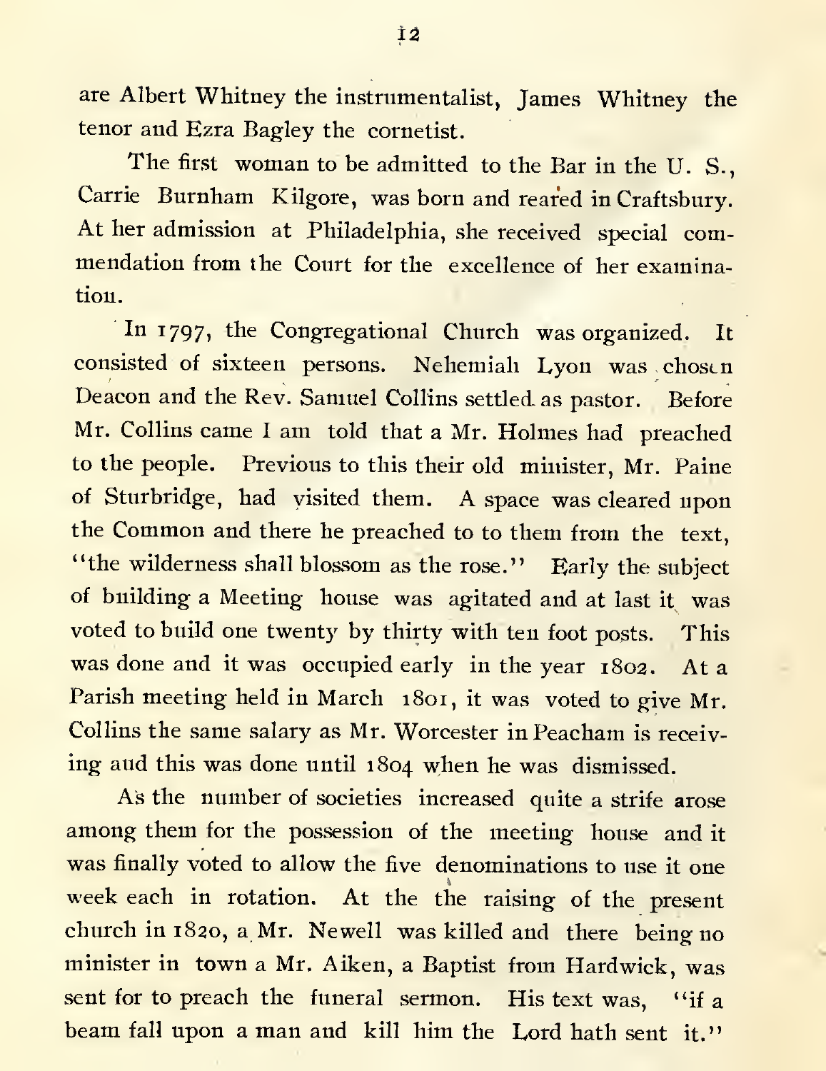are Albert Whitney the instrumentalist, James Whitney the tenor and Ezra Bagley the cornetist.

The first woman to be admitted to the Bar in the U. S., Carrie Burnham Kilgore, was born and reared in Craftsbury. At her admission at Philadelphia, she received special commendation from the Court for the excellence of her examination.

In 1797, the Congregational Church was organized. It consisted of sixteen persons. Nehemiah Lyon was chosen Deacon and the Rev. Samuel Collins settled as pastor. Before Mr. Collins came I am told that a Mr. Holmes had preached to the people. Previous to this their old minister, Mr. Paine of Sturbridge, had visited them. A space was cleared upon the Common and there he preached to to them from the text, "the wilderness shall blossom as the rose." Early the subject of building a Meeting house was agitated and at last it was voted to build one twenty by thirty with ten foot posts. This was done and it was occupied early in the year 1802. At a Parish meeting held in March 1801, it was voted to give Mr. Collins the same salary as Mr. Worcester in Peacham is receiving and this was done until 1804 when he was dismissed.

As the number of societies increased quite a strife arose among them for the possession of the meeting house and it was finally voted to allow the five denominations to use it one week each in rotation. At the raising of the present church in 1820, a Mr. Newell was killed and there being no minister in town a Mr. Aiken, a Baptist from Hardwick, was sent for to preach the funeral sermon. His text was, "if a beam fall upon a man and kill him the Lord hath sent it."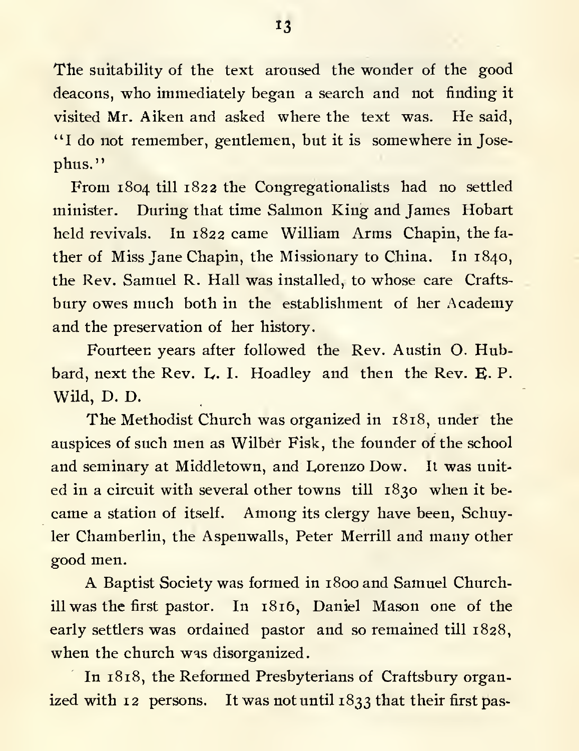The suitability of the text aroused the wonder of the good deacons, who immediately began a search and not finding it visited Mr. Aiken and asked where the text was. He said, "I do not remember, gentlemen, but it is somewhere in Josephus."

From 1804 till 1822 the Congregationalists had no settled minister. During that time Salmon King and James Hobart held revivals. In 1822 came William Arms Chapin, the father of Miss Jane Chapin, the Missionary to China. In 1840, the Rev. Samuel R. Hall was installed, to whose care Craftsbury owes much both in the establishment of her Academy and the preservation of her history.

Fourteen years after followed the Rev. Austin O. Hubbard, next the Rev. L. I. Hoadley and then the Rev. E. P. Wild, D. D.

The Methodist Church was organized in 1818, under the auspices of such men as Wilber Fisk, the founder of the school and seminary at Middletown, and Lorenzo Dow. It was united in a circuit with several other towns till 1830 when it became a station of itself. Among its clergy have been, Schuyler Chamberlin, the Aspenwalls, Peter Merrill and many other good men.

A Baptist Society was formed in 1800 and Samuel Churchill was the first pastor. In 1816, Daniel Mason one of the early settlers was ordained pastor and so remained till 1828, when the church was disorganized.

In 1818, the Reformed Presbyterians of Craftsbury organized with 12 persons. It was not until 1833 that their first pas-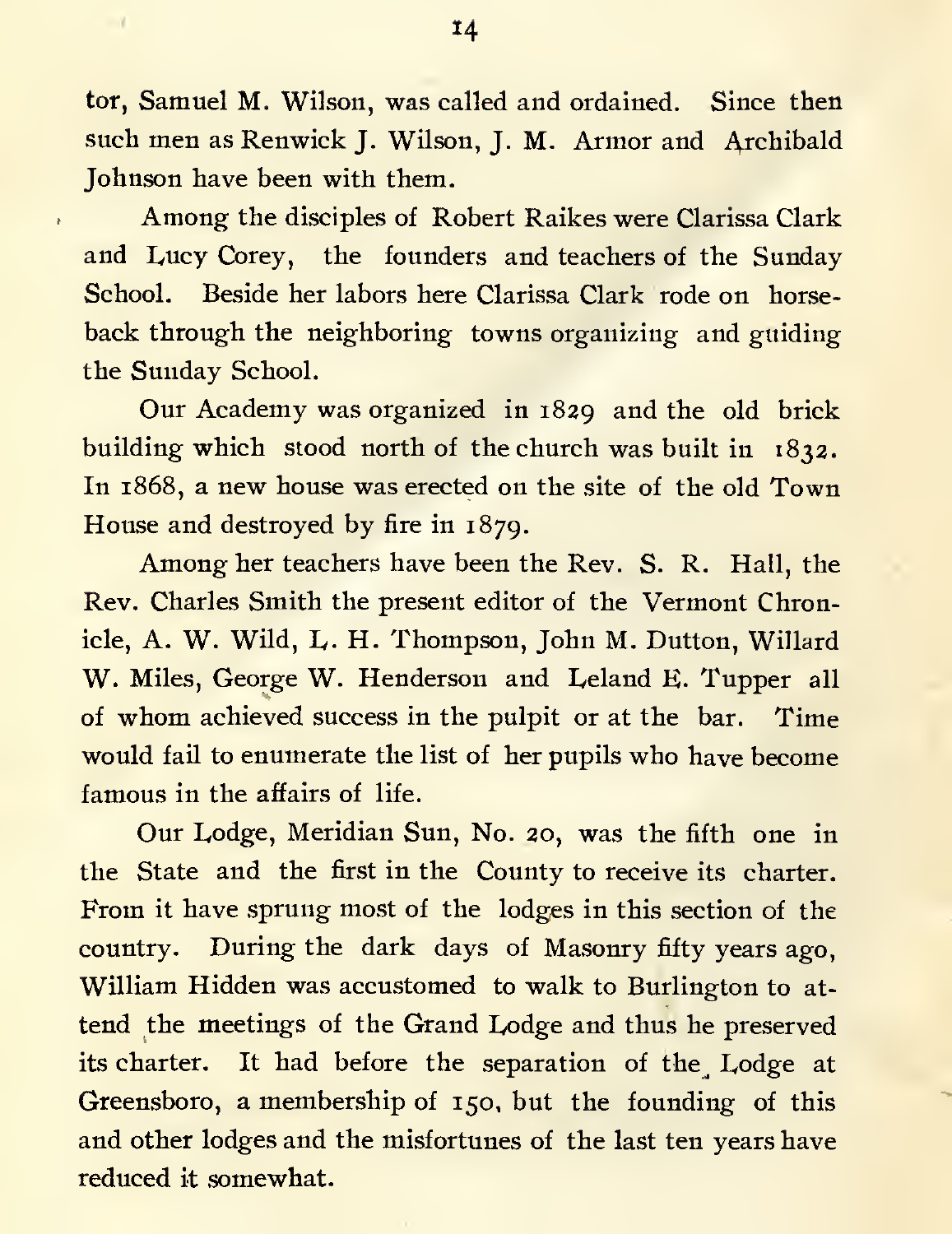tor, Samuel M. Wilson, was called and ordained. Since then such men as Renwick J. Wilson, J. M. Armor and Archibald Johnson have been with them.

Among the disciples of Robert Raikes were Clarissa Clark and Lucy Corey, the founders and teachers of the Sunday School. Beside her labors here Clarissa Clark rode on horseback through the neighboring towns organizing and guiding the Sunday School.

Our Academy was organized in 1829 and the old brick building which stood north of the church was built in 1832. In 1868, a new house was erected on the site of the old Town House and destroyed by fire in 1879.

Among her teachers have been the Rev. S. R. Hall, the Rev. Charles Smith the present editor of the Vermont Chronicle, A. W. Wild, L. H. Thompson, John M. Dutton, Willard W. Miles, George W. Henderson and Leland E. Tupper all of whom achieved success in the pulpit or at the bar. Time would fail to enumerate the list of her pupils who have become famous in the affairs of life.

Our Lodge, Meridian Sun, No. 20, was the fifth one in the State and the first in the County to receive its charter. From it have sprung most of the lodges in this section of the country. During the dark days of Masonry fifty years ago, William Hidden was accustomed to walk to Burlington to attend the meetings of the Grand Lodge and thus he preserved its charter. It had before the separation of the Lodge at Greensboro, a membership of 150, but the founding of this and other lodges and the misfortunes of the last ten years have reduced it somewhat.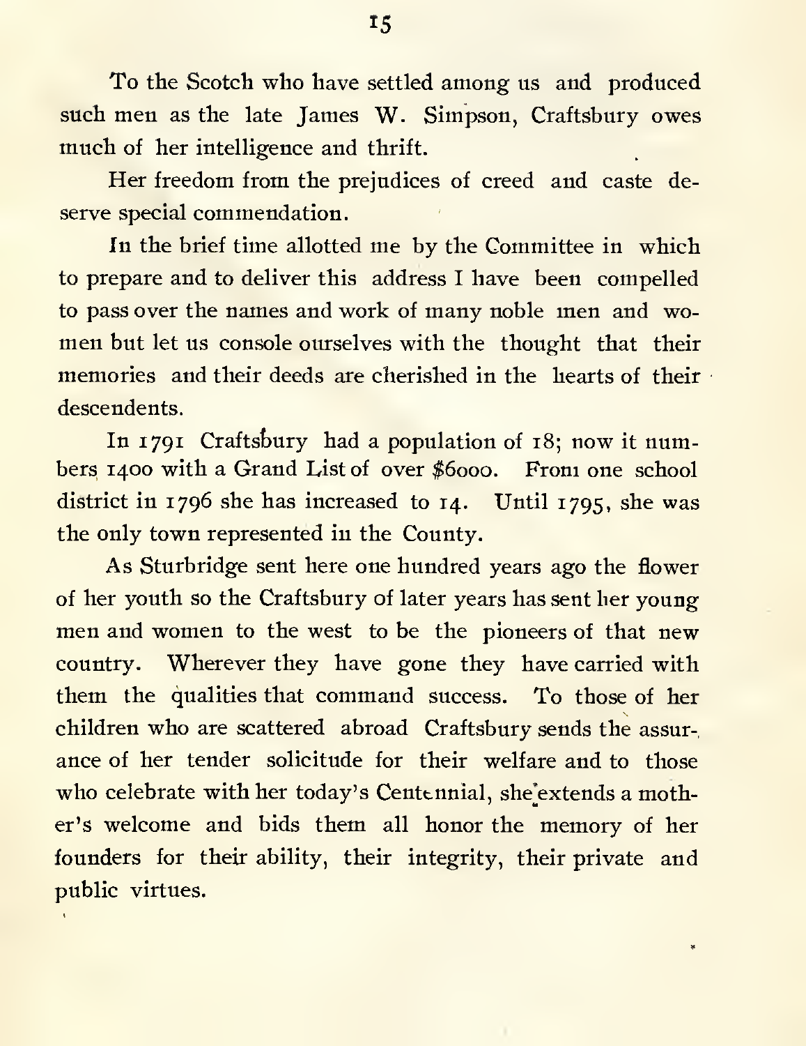To the Scotch who have settled among us and produced such men as the late James W. Simpson, Craftsbury owes much of her intelligence and thrift.

Her freedom from the prejudices of creed and caste deserve special commendation.

In the brief time allotted me by the Committee in which to prepare and to deliver this address I have been compelled to pass over the names and work of many noble men and women but let us console ourselves with the thought that their memories and their deeds are cherished in the hearts of their descendents.

In 1791 Craftsbury had a population of 18; now it numbers 1400 with a Grand List of over $6000. From one school district in 1796 she has increased to 14. Until 1795, she was the only town represented in the County.

As Sturbridge sent here one hundred years ago the flower of her youth so the Craftsbury of later years has sent her young men and women to the west to be the pioneers of that new country. Wherever they have gone they have carried with them the qualities that command success. To those of her children who are scattered abroad Craftsbury sends the assurance of her tender solicitude for their welfare and to those who celebrate with her today's Centennial, she extends a mother's welcome and bids them all honor the memory of her founders for their ability, their integrity, their private and public virtues.